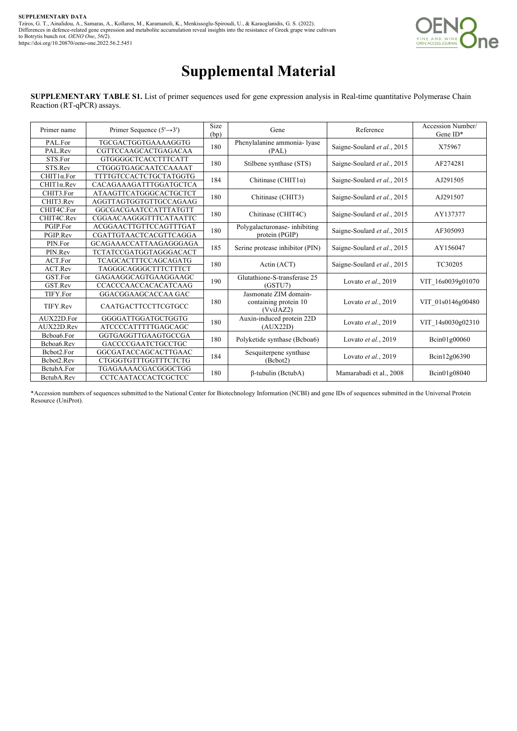**SUPPLEMENTARY DATA**
Tziros, G. T., Ainalidou, A., Samaras, A., Kollaros, M., Karamanoli, K., Menkissoglu-Spiroudi, U., & Karaoglanidis, G. S. (2022). Differences in defence-related gene expression and metabolite accumulation reveal insights into the resistance of Greek grape wine cultivars to Botrytis bunch rot. *OENO One*, *56(2)*.
https://doi.org/10.20870/oeno-one.2022.56.2.5451

# Supplemental Material

**SUPPLEMENTARY TABLE S1.** List of primer sequences used for gene expression analysis in Real-time quantitative Polymerase Chain Reaction (RT-qPCR) assays.

| Primer name | Primer Sequence (5'→3') | Size (bp) | Gene | Reference | Accession Number/ Gene ID* |
|---|---|---|---|---|---|
| PAL.For | TGCGACTGGTGAAAAGGTG | 180 | Phenylalanine ammonia- lyase (PAL) | Saigne-Soulard *et al.*, 2015 | X75967 |
| PAL.Rev | CGTTCCAAGCACTGAGACAA | | | | |
| STS.For | GTGGGGCTCACCTTTCATT | 180 | Stilbene synthase (STS) | Saigne-Soulard *et al.*, 2015 | AF274281 |
| STS.Rev | CTGGGTGAGCAATCCAAAAT | | | | |
| CHIT1α.For | TTTTGTCCACTCTGCTATGGTG | 184 | Chitinase (CHIT1α) | Saigne-Soulard *et al.*, 2015 | AJ291505 |
| CHIT1α.Rev | CACAGAAAGATTTGGATGCTCA | | | | |
| CHIT3.For | ATAAGTTCATGGGCACTGCTCT | 180 | Chitinase (CHIT3) | Saigne-Soulard *et al.*, 2015 | AJ291507 |
| CHIT3.Rev | AGGTTAGTGGTGTTGCCAGAAG | | | | |
| CHIT4C.For | GGCGACGAATCCATTTATGTT | 180 | Chitinase (CHIT4C) | Saigne-Soulard *et al.*, 2015 | AY137377 |
| CHIT4C.Rev | CGGAACAAGGGTTTCATAATTC | | | | |
| PGIP.For | ACGGAACTTGTTCCAGTTTGAT | 180 | Polygalacturonase- inhibiting protein (PGIP) | Saigne-Soulard *et al.*, 2015 | AF305093 |
| PGIP.Rev | CGATTGTAACTCACGTTCAGGA | | | | |
| PIN.For | GCAGAAACCATTAAGAGGGAGA | 185 | Serine protease inhibitor (PIN) | Saigne-Soulard *et al.*, 2015 | AY156047 |
| PIN.Rev | TCTATCCGATGGTAGGGACACT | | | | |
| ACT.For | TCAGCACTTTCCAGCAGATG | 180 | Actin (ACT) | Saigne-Soulard *et al.*, 2015 | TC30205 |
| ACT.Rev | TAGGGCAGGGCTTTCTTTCT | | | | |
| GST.For | GAGAAGGCAGTGAAGGAAGC | 190 | Glutathione-S-transferase 25 (GSTU7) | Lovato *et al.*, 2019 | VIT_16s0039g01070 |
| GST.Rev | CCACCCAACCACACATCAAG | | | | |
| TIFY.For | GGACGGAAGCACCAA GAC | 180 | Jasmonate ZIM domain-containing protein 10 (VviJAZ2) | Lovato *et al.*, 2019 | VIT_01s0146g00480 |
| TIFY.Rev | CAATGACTTCCTTCGTGCC | | | | |
| AUX22D.For | GGGGATTGGATGCTGGTG | 180 | Auxin-induced protein 22D (AUX22D) | Lovato *et al.*, 2019 | VIT_14s0030g02310 |
| AUX22D.Rev | ATCCCCATTTTTGAGCAGC | | | | |
| Bcboa6.For | GGTGAGGTTGAAGTGCCGA | 180 | Polyketide synthase (Bcboa6) | Lovato *et al.*, 2019 | Bcin01g00060 |
| Bcboa6.Rev | GACCCCGAATCTGCCTGC | | | | |
| Bcbot2.For | GGCGATACCAGCACTTGAAC | 184 | Sesquiterpene synthase (Bcbot2) | Lovato *et al.*, 2019 | Bcin12g06390 |
| Bcbot2.Rev | CTGGGTGTTTGGTTTCTCTG | | | | |
| BctubA.For | TGAGAAAACGACGGGCTGG | 180 | β-tubulin (BctubA) | Mamarabadi et al., 2008 | Bcin01g08040 |
| BctubA.Rev | CCTCAATACCACTCGCTCC | | | | |

*Accession numbers of sequences submitted to the National Center for Biotechnology Information (NCBI) and gene IDs of sequences submitted in the Universal Protein Resource (UniProt).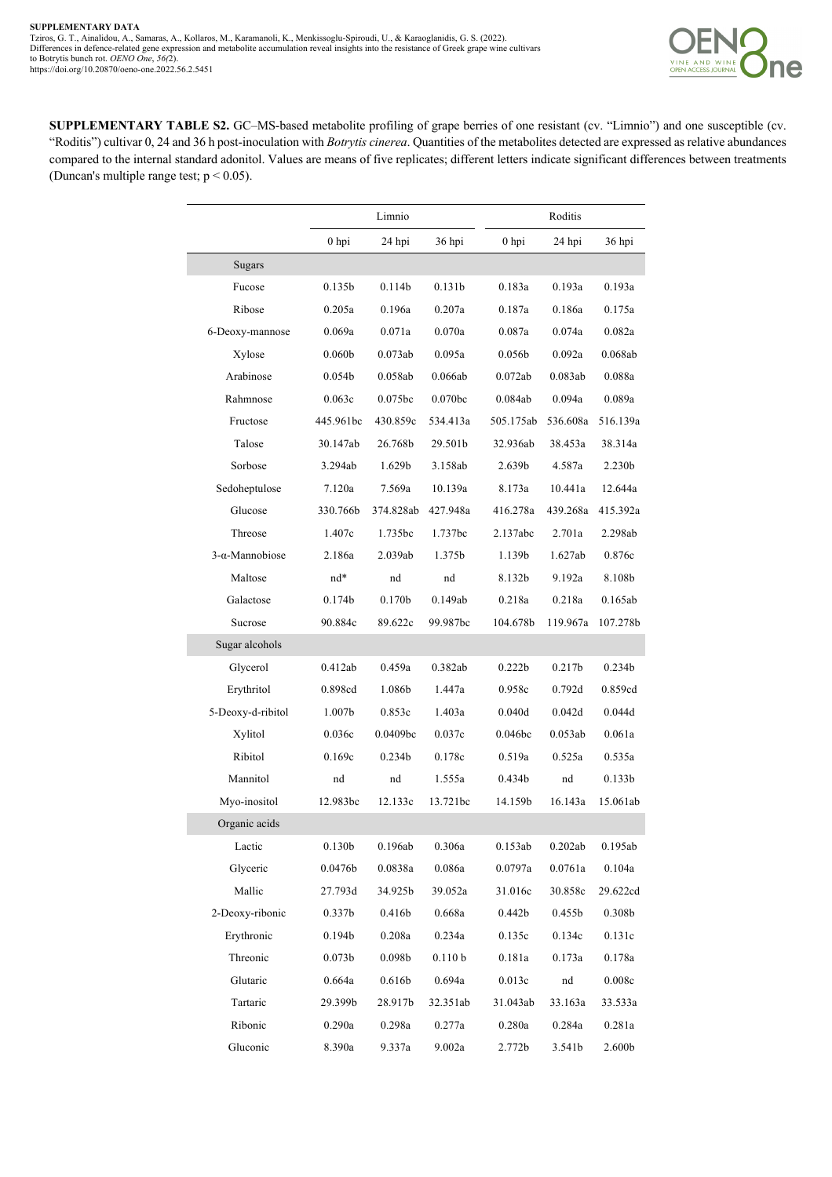**SUPPLEMENTARY DATA**
Tziros, G. T., Ainalidou, A., Samaras, A., Kollaros, M., Karamanoli, K., Menkissoglu-Spiroudi, U., & Karaoglanidis, G. S. (2022). Differences in defence-related gene expression and metabolite accumulation reveal insights into the resistance of Greek grape wine cultivars to Botrytis bunch rot. *OENO One*, *56(2)*.
https://doi.org/10.20870/oeno-one.2022.56.2.5451

**SUPPLEMENTARY TABLE S2.** GC–MS-based metabolite profiling of grape berries of one resistant (cv. "Limnio") and one susceptible (cv. "Roditis") cultivar 0, 24 and 36 h post-inoculation with *Botrytis cinerea*. Quantities of the metabolites detected are expressed as relative abundances compared to the internal standard adonitol. Values are means of five replicates; different letters indicate significant differences between treatments (Duncan's multiple range test; $p < 0.05$).

| | Limnio | | | Roditis | | |
|---|---|---|---|---|---|---|
| | 0 hpi | 24 hpi | 36 hpi | 0 hpi | 24 hpi | 36 hpi |
| **Sugars** | | | | | | |
| Fucose | 0.135b | 0.114b | 0.131b | 0.183a | 0.193a | 0.193a |
| Ribose | 0.205a | 0.196a | 0.207a | 0.187a | 0.186a | 0.175a |
| 6-Deoxy-mannose | 0.069a | 0.071a | 0.070a | 0.087a | 0.074a | 0.082a |
| Xylose | 0.060b | 0.073ab | 0.095a | 0.056b | 0.092a | 0.068ab |
| Arabinose | 0.054b | 0.058ab | 0.066ab | 0.072ab | 0.083ab | 0.088a |
| Rahmnose | 0.063c | 0.075bc | 0.070bc | 0.084ab | 0.094a | 0.089a |
| Fructose | 445.961bc | 430.859c | 534.413a | 505.175ab | 536.608a | 516.139a |
| Talose | 30.147ab | 26.768b | 29.501b | 32.936ab | 38.453a | 38.314a |
| Sorbose | 3.294ab | 1.629b | 3.158ab | 2.639b | 4.587a | 2.230b |
| Sedoheptulose | 7.120a | 7.569a | 10.139a | 8.173a | 10.441a | 12.644a |
| Glucose | 330.766b | 374.828ab | 427.948a | 416.278a | 439.268a | 415.392a |
| Threose | 1.407c | 1.735bc | 1.737bc | 2.137abc | 2.701a | 2.298ab |
| 3-α-Mannobiose | 2.186a | 2.039ab | 1.375b | 1.139b | 1.627ab | 0.876c |
| Maltose | nd* | nd | nd | 8.132b | 9.192a | 8.108b |
| Galactose | 0.174b | 0.170b | 0.149ab | 0.218a | 0.218a | 0.165ab |
| Sucrose | 90.884c | 89.622c | 99.987bc | 104.678b | 119.967a | 107.278b |
| **Sugar alcohols** | | | | | | |
| Glycerol | 0.412ab | 0.459a | 0.382ab | 0.222b | 0.217b | 0.234b |
| Erythritol | 0.898cd | 1.086b | 1.447a | 0.958c | 0.792d | 0.859cd |
| 5-Deoxy-d-ribitol | 1.007b | 0.853c | 1.403a | 0.040d | 0.042d | 0.044d |
| Xylitol | 0.036c | 0.0409bc | 0.037c | 0.046bc | 0.053ab | 0.061a |
| Ribitol | 0.169c | 0.234b | 0.178c | 0.519a | 0.525a | 0.535a |
| Mannitol | nd | nd | 1.555a | 0.434b | nd | 0.133b |
| Myo-inositol | 12.983bc | 12.133c | 13.721bc | 14.159b | 16.143a | 15.061ab |
| **Organic acids** | | | | | | |
| Lactic | 0.130b | 0.196ab | 0.306a | 0.153ab | 0.202ab | 0.195ab |
| Glyceric | 0.0476b | 0.0838a | 0.086a | 0.0797a | 0.0761a | 0.104a |
| Mallic | 27.793d | 34.925b | 39.052a | 31.016c | 30.858c | 29.622cd |
| 2-Deoxy-ribonic | 0.337b | 0.416b | 0.668a | 0.442b | 0.455b | 0.308b |
| Erythronic | 0.194b | 0.208a | 0.234a | 0.135c | 0.134c | 0.131c |
| Threonic | 0.073b | 0.098b | 0.110 b | 0.181a | 0.173a | 0.178a |
| Glutaric | 0.664a | 0.616b | 0.694a | 0.013c | nd | 0.008c |
| Tartaric | 29.399b | 28.917b | 32.351ab | 31.043ab | 33.163a | 33.533a |
| Ribonic | 0.290a | 0.298a | 0.277a | 0.280a | 0.284a | 0.281a |
| Gluconic | 8.390a | 9.337a | 9.002a | 2.772b | 3.541b | 2.600b |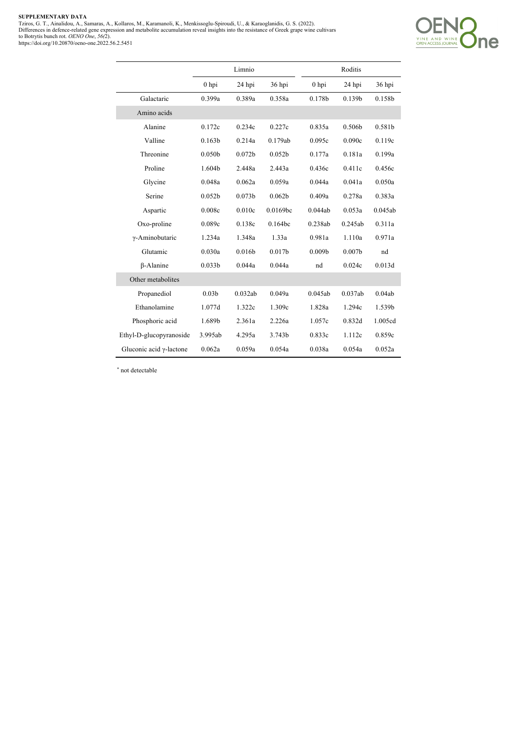|  | Limnio | | | Roditis | | |
|---|---|---|---|---|---|---|
|  | 0 hpi | 24 hpi | 36 hpi | 0 hpi | 24 hpi | 36 hpi |
| Galactaric | 0.399a | 0.389a | 0.358a | 0.178b | 0.139b | 0.158b |
| Amino acids | | | | | | |
| Alanine | 0.172c | 0.234c | 0.227c | 0.835a | 0.506b | 0.581b |
| Valline | 0.163b | 0.214a | 0.179ab | 0.095c | 0.090c | 0.119c |
| Threonine | 0.050b | 0.072b | 0.052b | 0.177a | 0.181a | 0.199a |
| Proline | 1.604b | 2.448a | 2.443a | 0.436c | 0.411c | 0.456c |
| Glycine | 0.048a | 0.062a | 0.059a | 0.044a | 0.041a | 0.050a |
| Serine | 0.052b | 0.073b | 0.062b | 0.409a | 0.278a | 0.383a |
| Aspartic | 0.008c | 0.010c | 0.0169bc | 0.044ab | 0.053a | 0.045ab |
| Oxo-proline | 0.089c | 0.138c | 0.164bc | 0.238ab | 0.245ab | 0.311a |
| γ-Aminobutaric | 1.234a | 1.348a | 1.33a | 0.981a | 1.110a | 0.971a |
| Glutamic | 0.030a | 0.016b | 0.017b | 0.009b | 0.007b | nd |
| β-Alanine | 0.033b | 0.044a | 0.044a | nd | 0.024c | 0.013d |
| Other metabolites | | | | | | |
| Propanediol | 0.03b | 0.032ab | 0.049a | 0.045ab | 0.037ab | 0.04ab |
| Ethanolamine | 1.077d | 1.322c | 1.309c | 1.828a | 1.294c | 1.539b |
| Phosphoric acid | 1.689b | 2.361a | 2.226a | 1.057c | 0.832d | 1.005cd |
| Ethyl-D-glucopyranoside | 3.995ab | 4.295a | 3.743b | 0.833c | 1.112c | 0.859c |
| Gluconic acid γ-lactone | 0.062a | 0.059a | 0.054a | 0.038a | 0.054a | 0.052a |

[*] not detectable